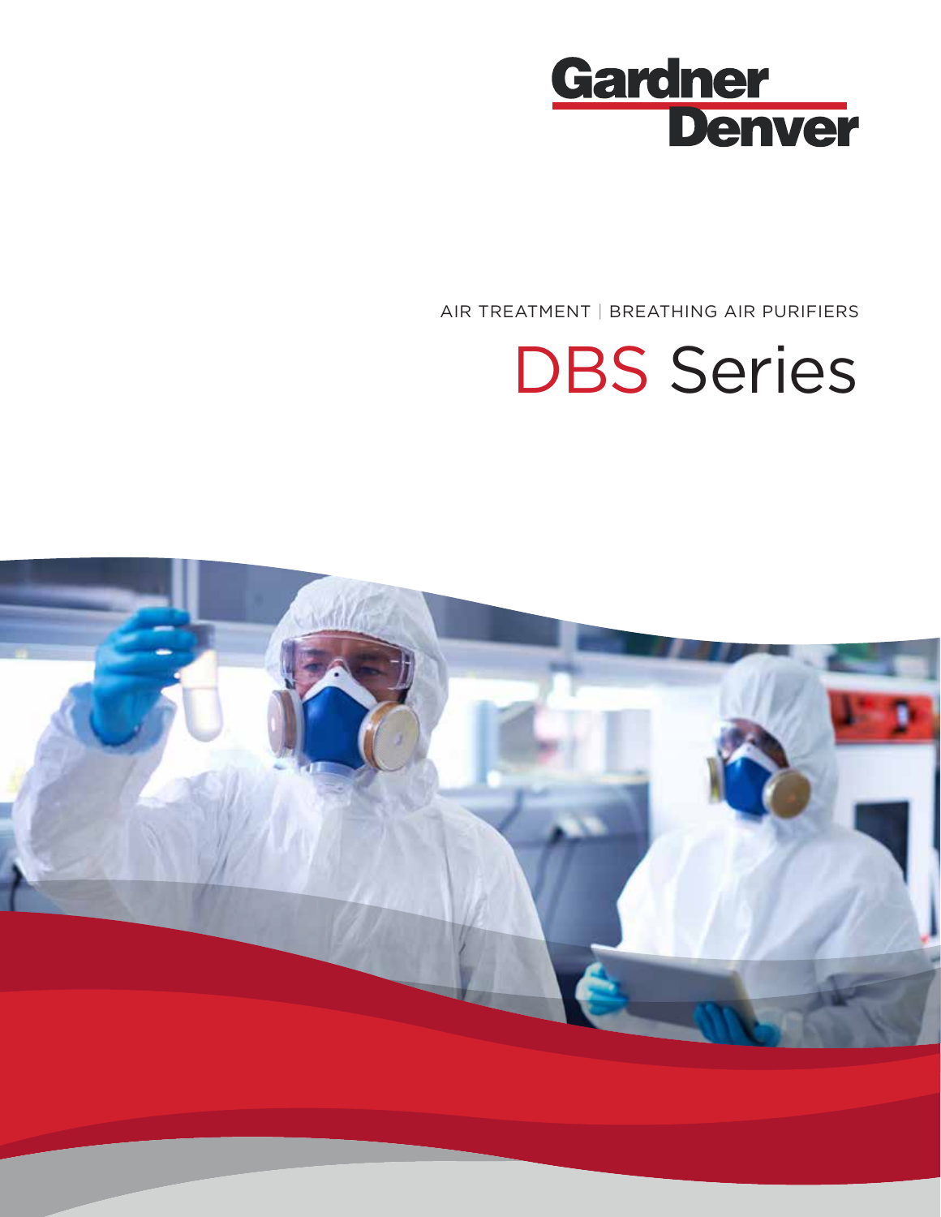Gardner Denver

AIR TREATMENT | BREATHING AIR PURIFIERS

# DBS Series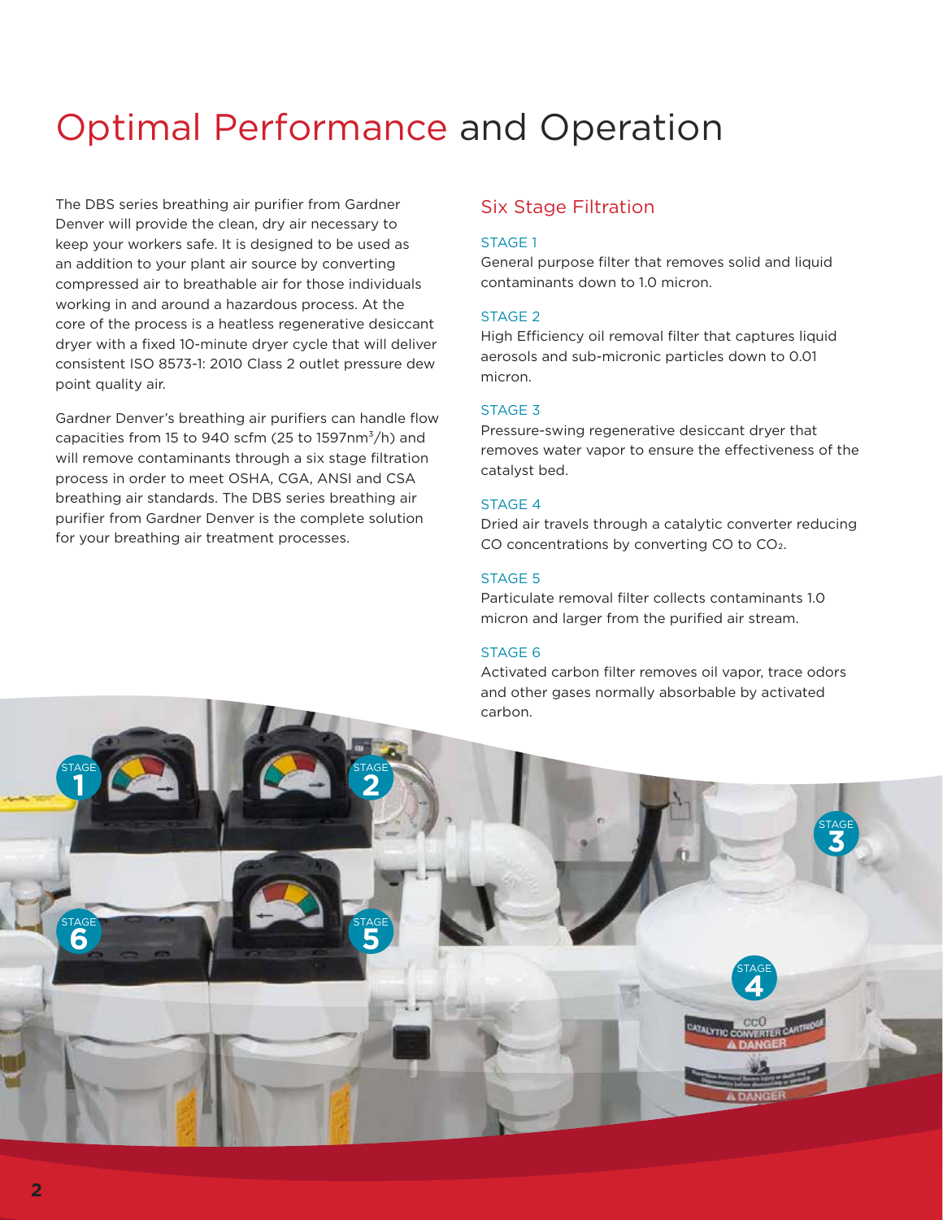# Optimal Performance and Operation

The DBS series breathing air purifier from Gardner Denver will provide the clean, dry air necessary to keep your workers safe. It is designed to be used as an addition to your plant air source by converting compressed air to breathable air for those individuals working in and around a hazardous process. At the core of the process is a heatless regenerative desiccant dryer with a fixed 10-minute dryer cycle that will deliver consistent ISO 8573-1: 2010 Class 2 outlet pressure dew point quality air.

Gardner Denver's breathing air purifiers can handle flow capacities from 15 to 940 scfm (25 to 1597nm$^3$/h) and will remove contaminants through a six stage filtration process in order to meet OSHA, CGA, ANSI and CSA breathing air standards. The DBS series breathing air purifier from Gardner Denver is the complete solution for your breathing air treatment processes.

## Six Stage Filtration

### STAGE 1

General purpose filter that removes solid and liquid contaminants down to 1.0 micron.

### STAGE 2

High Efficiency oil removal filter that captures liquid aerosols and sub-micronic particles down to 0.01 micron.

### STAGE 3

Pressure-swing regenerative desiccant dryer that removes water vapor to ensure the effectiveness of the catalyst bed.

### STAGE 4

Dried air travels through a catalytic converter reducing CO concentrations by converting CO to $CO_2$.

### STAGE 5

Particulate removal filter collects contaminants 1.0 micron and larger from the purified air stream.

### STAGE 6

Activated carbon filter removes oil vapor, trace odors and other gases normally absorbable by activated carbon.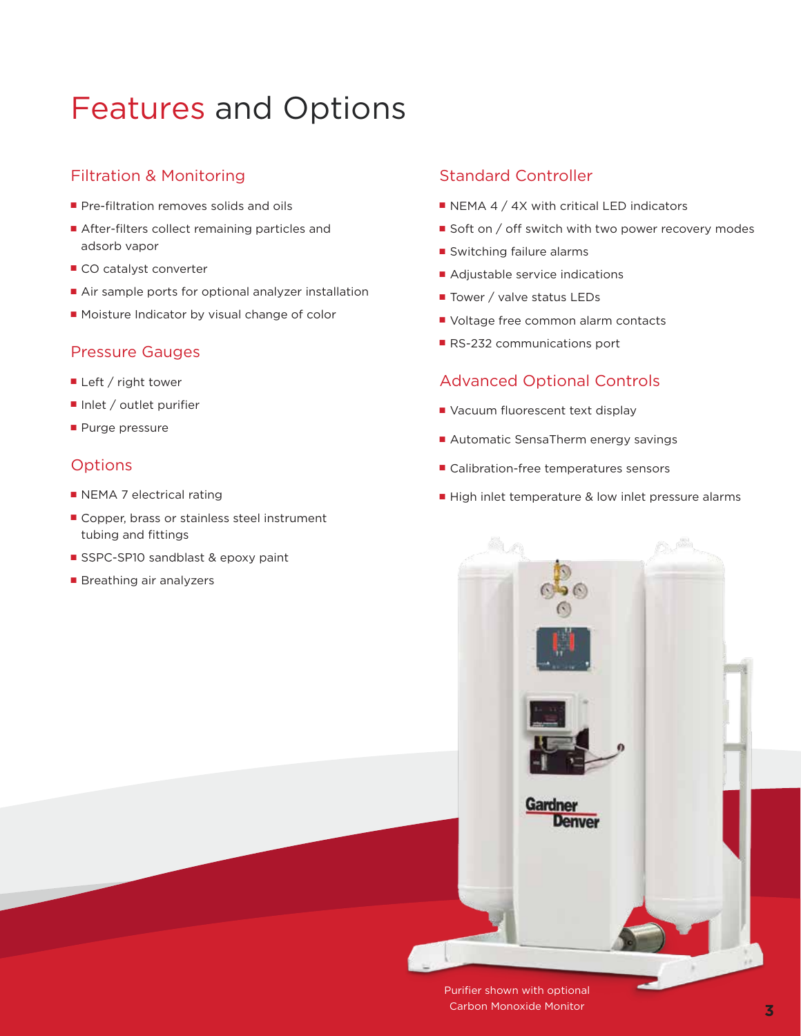# Features and Options

## Filtration & Monitoring

- Pre-filtration removes solids and oils
- After-filters collect remaining particles and adsorb vapor
- CO catalyst converter
- Air sample ports for optional analyzer installation
- Moisture Indicator by visual change of color

## Pressure Gauges

- Left / right tower
- Inlet / outlet purifier
- Purge pressure

## Options

- NEMA 7 electrical rating
- Copper, brass or stainless steel instrument tubing and fittings
- SSPC-SP10 sandblast & epoxy paint
- Breathing air analyzers

## Standard Controller

- NEMA 4 / 4X with critical LED indicators
- Soft on / off switch with two power recovery modes
- Switching failure alarms
- Adjustable service indications
- Tower / valve status LEDs
- Voltage free common alarm contacts
- RS-232 communications port

## Advanced Optional Controls

- Vacuum fluorescent text display
- Automatic SensaTherm energy savings
- Calibration-free temperatures sensors
- High inlet temperature & low inlet pressure alarms

Purifier shown with optional Carbon Monoxide Monitor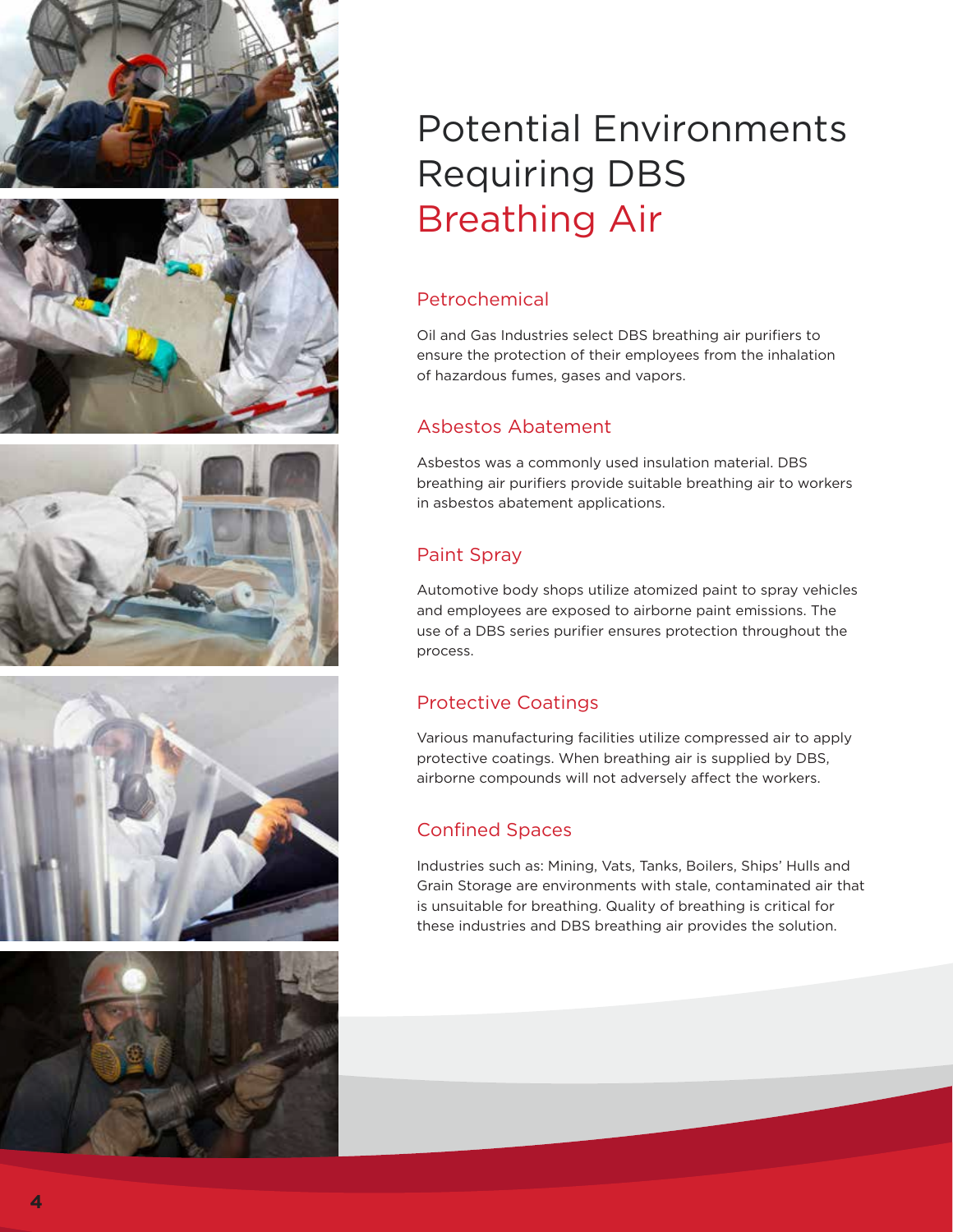# Potential Environments Requiring DBS Breathing Air

## Petrochemical

Oil and Gas Industries select DBS breathing air purifiers to ensure the protection of their employees from the inhalation of hazardous fumes, gases and vapors.

## Asbestos Abatement

Asbestos was a commonly used insulation material. DBS breathing air purifiers provide suitable breathing air to workers in asbestos abatement applications.

## Paint Spray

Automotive body shops utilize atomized paint to spray vehicles and employees are exposed to airborne paint emissions. The use of a DBS series purifier ensures protection throughout the process.

## Protective Coatings

Various manufacturing facilities utilize compressed air to apply protective coatings. When breathing air is supplied by DBS, airborne compounds will not adversely affect the workers.

## Confined Spaces

Industries such as: Mining, Vats, Tanks, Boilers, Ships' Hulls and Grain Storage are environments with stale, contaminated air that is unsuitable for breathing. Quality of breathing is critical for these industries and DBS breathing air provides the solution.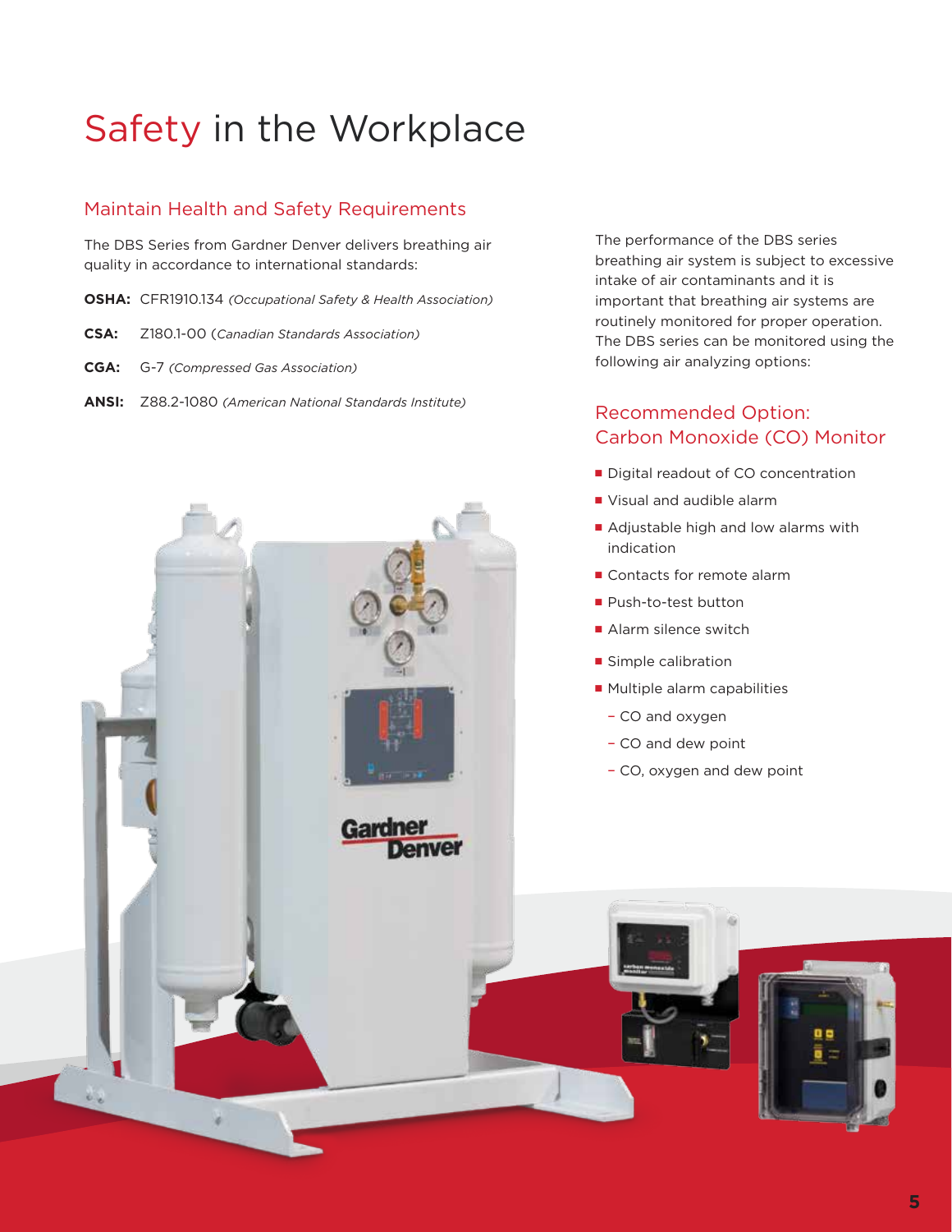# Safety in the Workplace

## Maintain Health and Safety Requirements

The DBS Series from Gardner Denver delivers breathing air quality in accordance to international standards:

**OSHA:** CFR1910.134 *(Occupational Safety & Health Association)*

**CSA:** Z180.1-00 (*Canadian Standards Association)*

**CGA:** G-7 *(Compressed Gas Association)*

**ANSI:** Z88.2-1080 *(American National Standards Institute)*

The performance of the DBS series breathing air system is subject to excessive intake of air contaminants and it is important that breathing air systems are routinely monitored for proper operation. The DBS series can be monitored using the following air analyzing options:

## Recommended Option: Carbon Monoxide (CO) Monitor

- Digital readout of CO concentration
- Visual and audible alarm
- Adjustable high and low alarms with indication
- Contacts for remote alarm
- Push-to-test button
- Alarm silence switch
- Simple calibration
- Multiple alarm capabilities
  - CO and oxygen
  - CO and dew point
  - CO, oxygen and dew point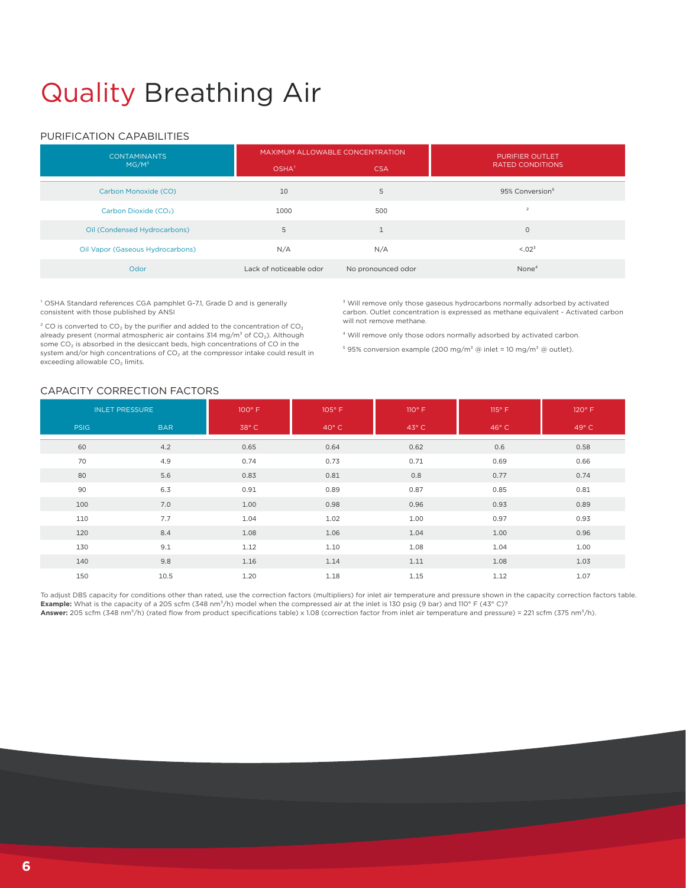# Quality Breathing Air

## PURIFICATION CAPABILITIES

| CONTAMINANTS MG/M$^3$ | MAXIMUM ALLOWABLE CONCENTRATION | | PURIFIER OUTLET RATED CONDITIONS |
|---|---|---|---|
| | OSHA[1] | CSA | |
| Carbon Monoxide (CO) | 10 | 5 | 95% Conversion[5] |
| Carbon Dioxide ($CO_2$) | 1000 | 500 | [2] |
| Oil (Condensed Hydrocarbons) | 5 | 1 | 0 |
| Oil Vapor (Gaseous Hydrocarbons) | N/A | N/A | <.02[3] |
| Odor | Lack of noticeable odor | No pronounced odor | None[4] |

[1] OSHA Standard references CGA pamphlet G-7.1, Grade D and is generally consistent with those published by ANSI

[2] CO is converted to $CO_2$ by the purifier and added to the concentration of $CO_2$ already present (normal atmospheric air contains 314 mg/m$^3$ of $CO_2$). Although some $CO_2$ is absorbed in the desiccant beds, high concentrations of CO in the system and/or high concentrations of $CO_2$ at the compressor intake could result in exceeding allowable $CO_2$ limits.

[3] Will remove only those gaseous hydrocarbons normally adsorbed by activated carbon. Outlet concentration is expressed as methane equivalent - Activated carbon will not remove methane.

[4] Will remove only those odors normally adsorbed by activated carbon.

[5] 95% conversion example (200 mg/m$^3$ @ inlet = 10 mg/m$^3$ @ outlet).

## CAPACITY CORRECTION FACTORS

| INLET PRESSURE | | 100° F | 105° F | 110° F | 115° F | 120° F |
|---|---|---|---|---|---|---|
| PSIG | BAR | 38° C | 40° C | 43° C | 46° C | 49° C |
| 60 | 4.2 | 0.65 | 0.64 | 0.62 | 0.6 | 0.58 |
| 70 | 4.9 | 0.74 | 0.73 | 0.71 | 0.69 | 0.66 |
| 80 | 5.6 | 0.83 | 0.81 | 0.8 | 0.77 | 0.74 |
| 90 | 6.3 | 0.91 | 0.89 | 0.87 | 0.85 | 0.81 |
| 100 | 7.0 | 1.00 | 0.98 | 0.96 | 0.93 | 0.89 |
| 110 | 7.7 | 1.04 | 1.02 | 1.00 | 0.97 | 0.93 |
| 120 | 8.4 | 1.08 | 1.06 | 1.04 | 1.00 | 0.96 |
| 130 | 9.1 | 1.12 | 1.10 | 1.08 | 1.04 | 1.00 |
| 140 | 9.8 | 1.16 | 1.14 | 1.11 | 1.08 | 1.03 |
| 150 | 10.5 | 1.20 | 1.18 | 1.15 | 1.12 | 1.07 |

To adjust DBS capacity for conditions other than rated, use the correction factors (multipliers) for inlet air temperature and pressure shown in the capacity correction factors table.
**Example:** What is the capacity of a 205 scfm (348 nm$^3$/h) model when the compressed air at the inlet is 130 psig (9 bar) and 110° F (43° C)?
**Answer:** 205 scfm (348 nm$^3$/h) (rated flow from product specifications table) x 1.08 (correction factor from inlet air temperature and pressure) = 221 scfm (375 nm$^3$/h).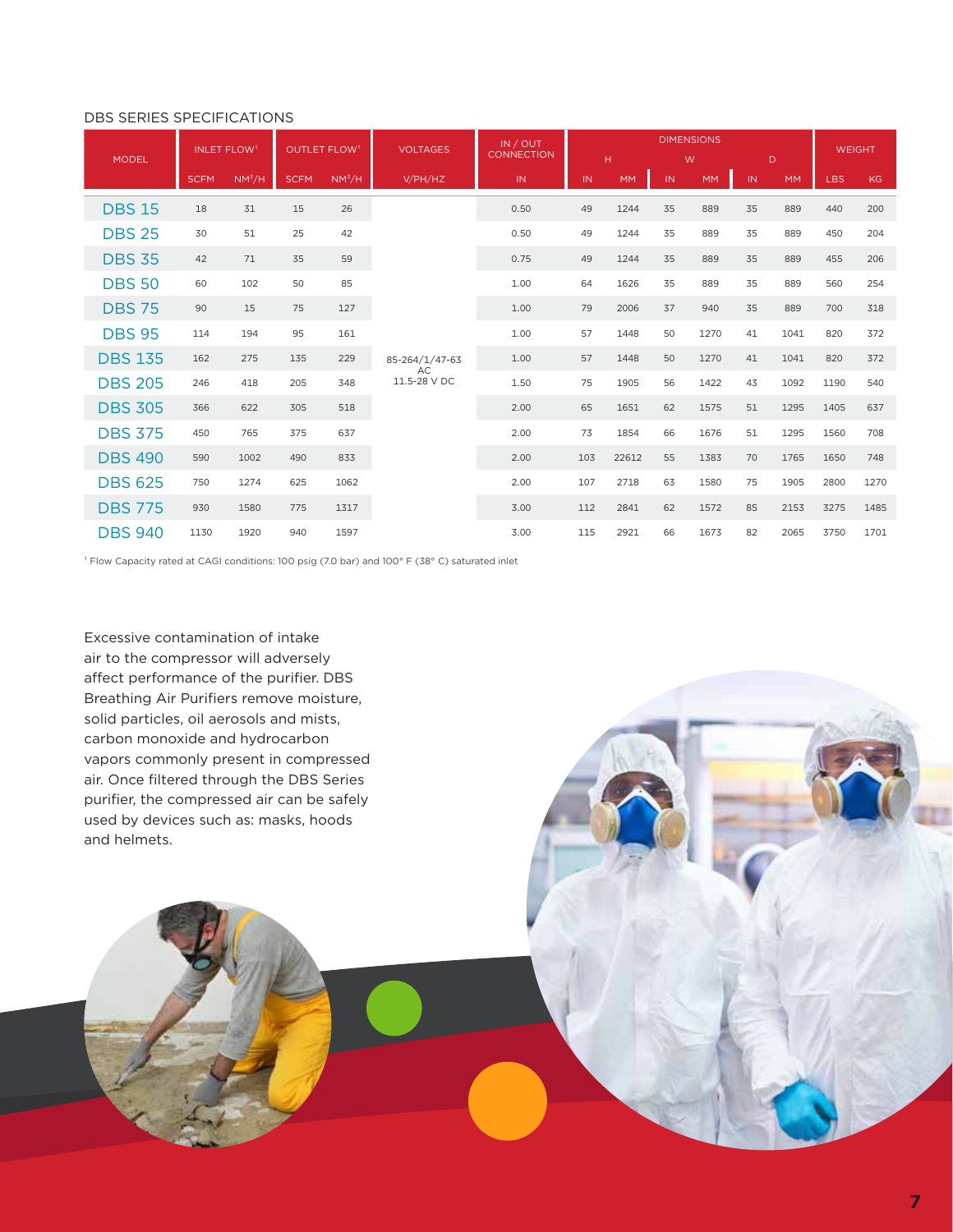DBS SERIES SPECIFICATIONS

| MODEL | INLET FLOW[1] | | OUTLET FLOW[1] | | VOLTAGES | IN / OUT CONNECTION | DIMENSIONS | | | | | | WEIGHT | |
|---|---|---|---|---|---|---|---|---|---|---|---|---|---|---|
| | | | | | | | H | | W | | D | | | |
| | SCFM | NM³/H | SCFM | NM³/H | V/PH/HZ | IN | IN | MM | IN | MM | IN | MM | LBS | KG |
| DBS 15 | 18 | 31 | 15 | 26 | 85-264/1/47-63 AC 11.5-28 V DC | 0.50 | 49 | 1244 | 35 | 889 | 35 | 889 | 440 | 200 |
| DBS 25 | 30 | 51 | 25 | 42 | | 0.50 | 49 | 1244 | 35 | 889 | 35 | 889 | 450 | 204 |
| DBS 35 | 42 | 71 | 35 | 59 | | 0.75 | 49 | 1244 | 35 | 889 | 35 | 889 | 455 | 206 |
| DBS 50 | 60 | 102 | 50 | 85 | | 1.00 | 64 | 1626 | 35 | 889 | 35 | 889 | 560 | 254 |
| DBS 75 | 90 | 15 | 75 | 127 | | 1.00 | 79 | 2006 | 37 | 940 | 35 | 889 | 700 | 318 |
| DBS 95 | 114 | 194 | 95 | 161 | | 1.00 | 57 | 1448 | 50 | 1270 | 41 | 1041 | 820 | 372 |
| DBS 135 | 162 | 275 | 135 | 229 | | 1.00 | 57 | 1448 | 50 | 1270 | 41 | 1041 | 820 | 372 |
| DBS 205 | 246 | 418 | 205 | 348 | | 1.50 | 75 | 1905 | 56 | 1422 | 43 | 1092 | 1190 | 540 |
| DBS 305 | 366 | 622 | 305 | 518 | | 2.00 | 65 | 1651 | 62 | 1575 | 51 | 1295 | 1405 | 637 |
| DBS 375 | 450 | 765 | 375 | 637 | | 2.00 | 73 | 1854 | 66 | 1676 | 51 | 1295 | 1560 | 708 |
| DBS 490 | 590 | 1002 | 490 | 833 | | 2.00 | 103 | 22612 | 55 | 1383 | 70 | 1765 | 1650 | 748 |
| DBS 625 | 750 | 1274 | 625 | 1062 | | 2.00 | 107 | 2718 | 63 | 1580 | 75 | 1905 | 2800 | 1270 |
| DBS 775 | 930 | 1580 | 775 | 1317 | | 3.00 | 112 | 2841 | 62 | 1572 | 85 | 2153 | 3275 | 1485 |
| DBS 940 | 1130 | 1920 | 940 | 1597 | | 3.00 | 115 | 2921 | 66 | 1673 | 82 | 2065 | 3750 | 1701 |

[1] Flow Capacity rated at CAGI conditions: 100 psig (7.0 bar) and 100° F (38° C) saturated inlet

Excessive contamination of intake air to the compressor will adversely affect performance of the purifier. DBS Breathing Air Purifiers remove moisture, solid particles, oil aerosols and mists, carbon monoxide and hydrocarbon vapors commonly present in compressed air. Once filtered through the DBS Series purifier, the compressed air can be safely used by devices such as: masks, hoods and helmets.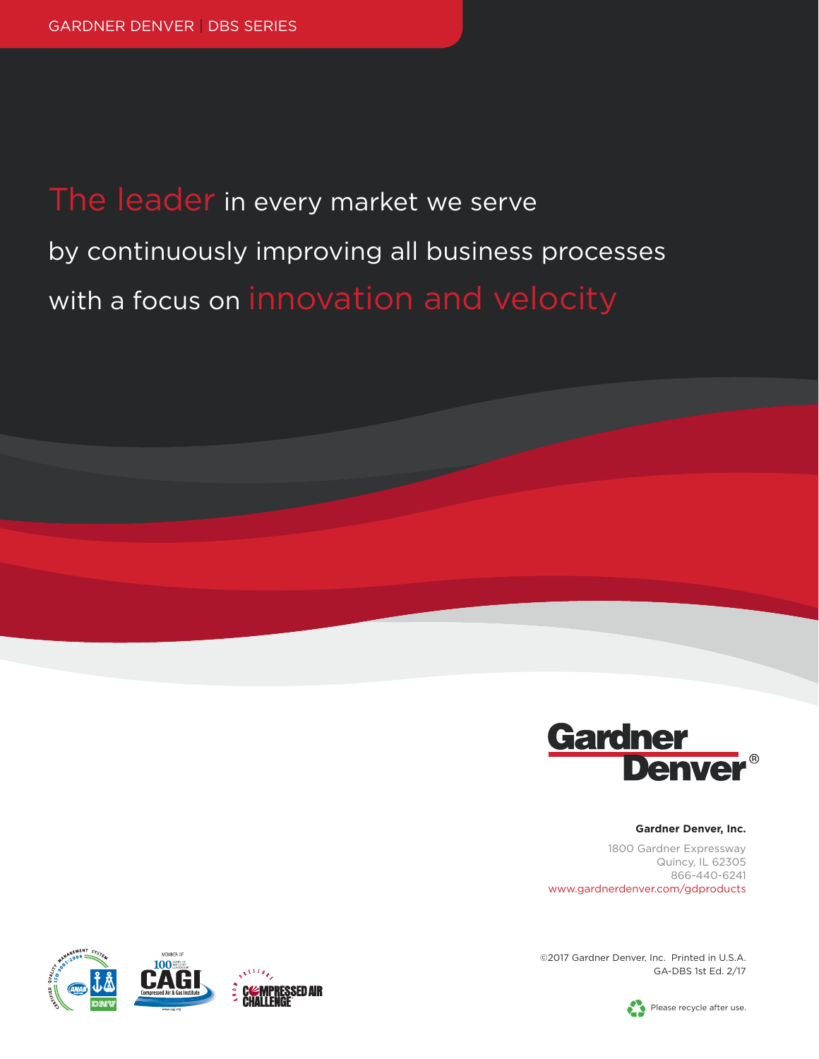The leader in every market we serve

by continuously improving all business processes

with a focus on innovation and velocity

**Gardner Denver, Inc.**

1800 Gardner Expressway
Quincy, IL 62305
866-440-6241
www.gardnerdenver.com/gdproducts

©2017 Gardner Denver, Inc. Printed in U.S.A.
GA-DBS 1st Ed. 2/17

Please recycle after use.